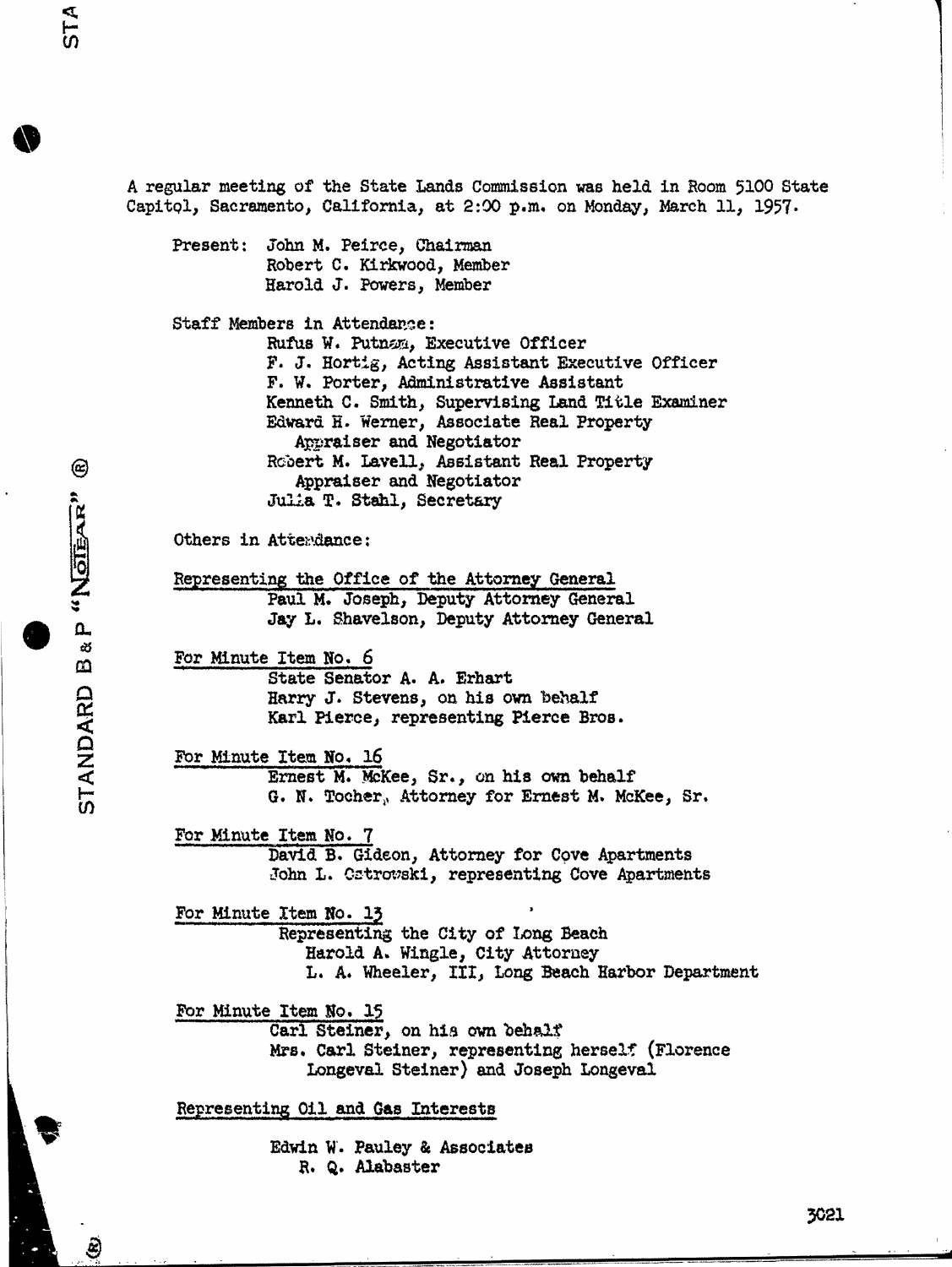A regular meeting of the State Lands Commission was held in Room 5100 State Capitol, Sacramento, California, at 2:00 p.m. on Monday, March 11, 1957.

Present: John M. Peirce, Chairman
Robert C. Kirkwood, Member
Harold J. Powers, Member

Staff Members in Attendance:
Rufus W. Putnam, Executive Officer
F. J. Hortig, Acting Assistant Executive Officer
F. W. Porter, Administrative Assistant
Kenneth C. Smith, Supervising Land Title Examiner
Edward H. Werner, Associate Real Property Appraiser and Negotiator
Robert M. Lavell, Assistant Real Property Appraiser and Negotiator
Julia T. Stahl, Secretary

Others in Attendance:

Representing the Office of the Attorney General
Paul M. Joseph, Deputy Attorney General
Jay L. Shavelson, Deputy Attorney General

For Minute Item No. 6
State Senator A. A. Erhart
Harry J. Stevens, on his own behalf
Karl Pierce, representing Pierce Bros.

For Minute Item No. 16
Ernest M. McKee, Sr., on his own behalf
G. N. Tocher, Attorney for Ernest M. McKee, Sr.

For Minute Item No. 7
David B. Gideon, Attorney for Cove Apartments
John L. Ostrowski, representing Cove Apartments

For Minute Item No. 13
Representing the City of Long Beach
Harold A. Wingle, City Attorney
L. A. Wheeler, III, Long Beach Harbor Department

For Minute Item No. 15
Carl Steiner, on his own behalf
Mrs. Carl Steiner, representing herself (Florence Longeval Steiner) and Joseph Longeval

Representing Oil and Gas Interests

Edwin W. Pauley & Associates
R. Q. Alabaster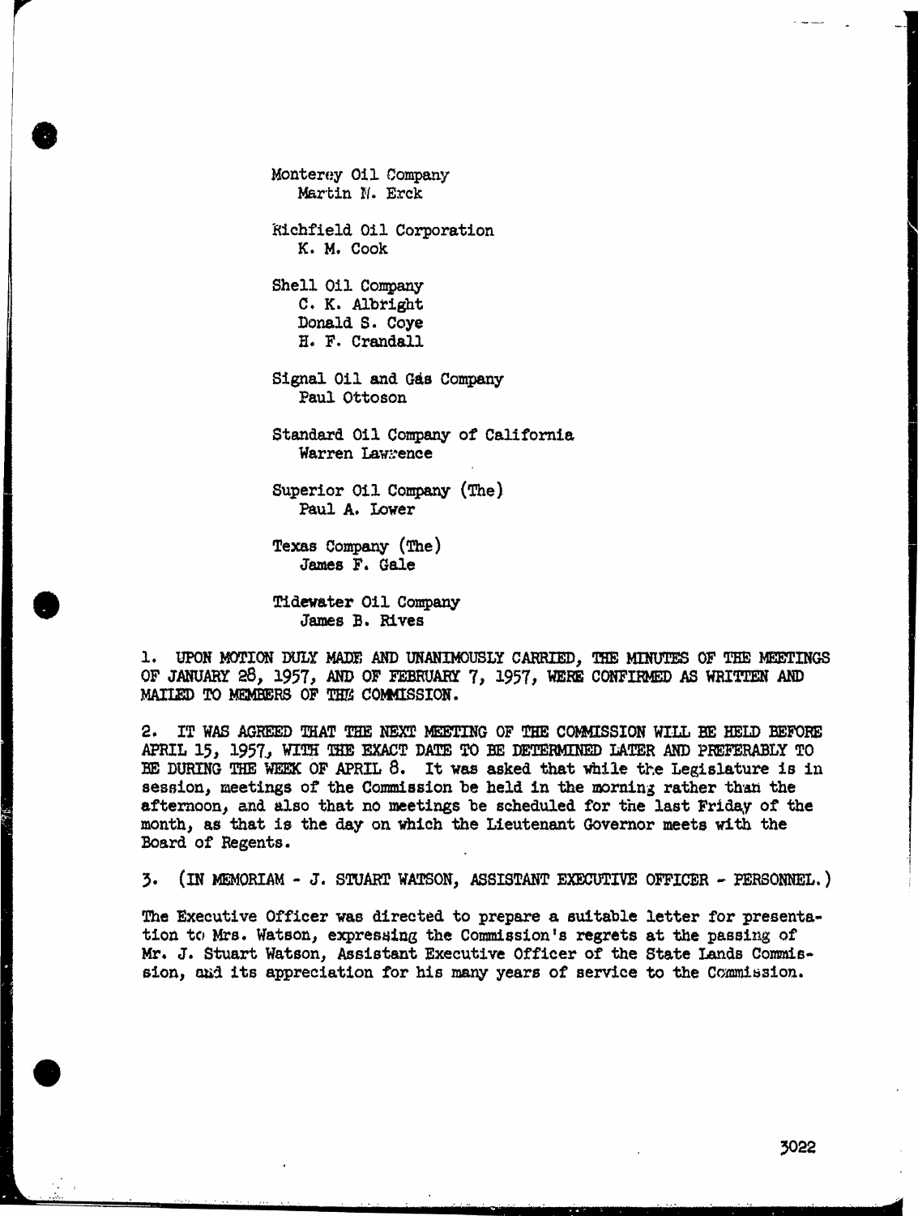Monterey Oil Company
   Martin N. Erck

Richfield Oil Corporation
   K. M. Cook

Shell Oil Company
   C. K. Albright
   Donald S. Coye
   H. F. Crandall

Signal Oil and Gas Company
   Paul Ottoson

Standard Oil Company of California
   Warren Lawrence

Superior Oil Company (The)
   Paul A. Lower

Texas Company (The)
   James F. Gale

Tidewater Oil Company
   James B. Rives

1. UPON MOTION DULY MADE AND UNANIMOUSLY CARRIED, THE MINUTES OF THE MEETINGS OF JANUARY 28, 1957, AND OF FEBRUARY 7, 1957, WERE CONFIRMED AS WRITTEN AND MAILED TO MEMBERS OF THE COMMISSION.

2. IT WAS AGREED THAT THE NEXT MEETING OF THE COMMISSION WILL BE HELD BEFORE APRIL 15, 1957, WITH THE EXACT DATE TO BE DETERMINED LATER AND PREFERABLY TO BE DURING THE WEEK OF APRIL 8. It was asked that while the Legislature is in session, meetings of the Commission be held in the morning rather than the afternoon, and also that no meetings be scheduled for the last Friday of the month, as that is the day on which the Lieutenant Governor meets with the Board of Regents.

3. (IN MEMORIAM - J. STUART WATSON, ASSISTANT EXECUTIVE OFFICER - PERSONNEL.)

The Executive Officer was directed to prepare a suitable letter for presentation to Mrs. Watson, expressing the Commission's regrets at the passing of Mr. J. Stuart Watson, Assistant Executive Officer of the State Lands Commission, and its appreciation for his many years of service to the Commission.